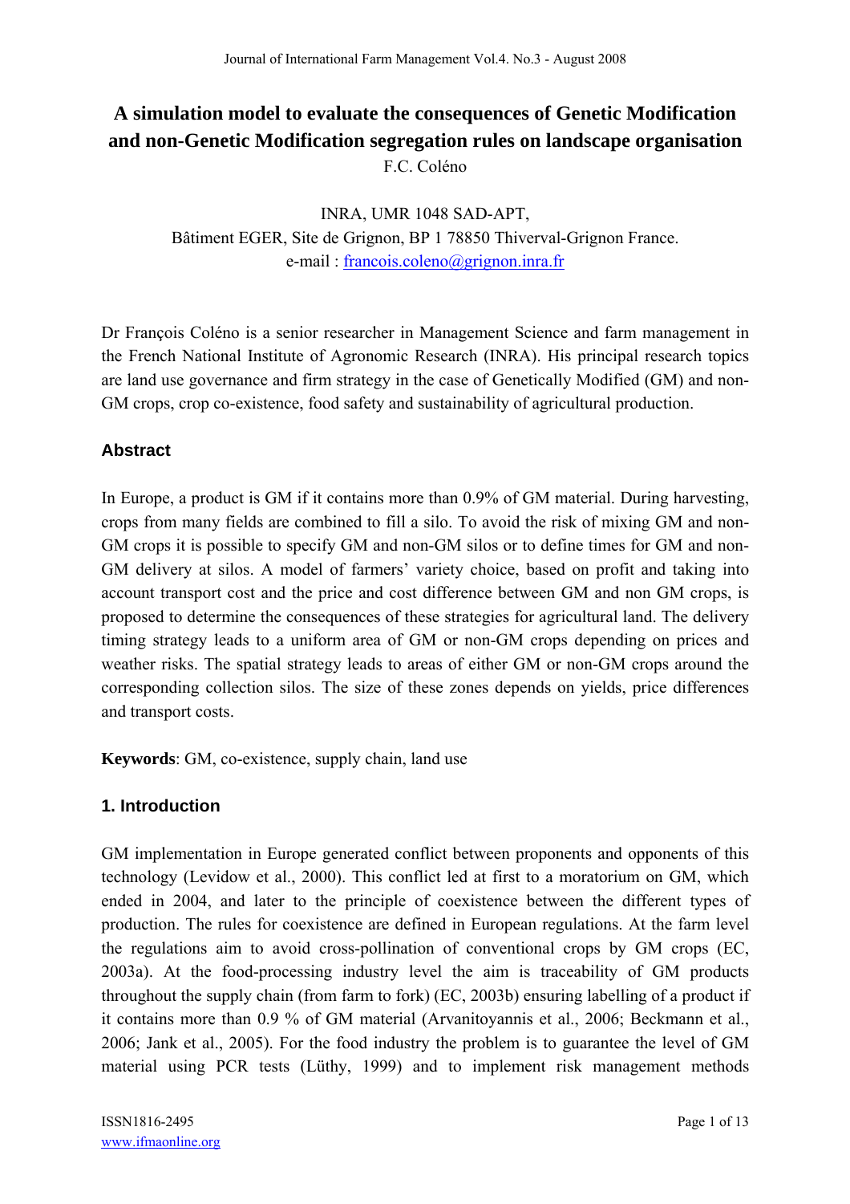# A simulation model to evaluate the consequences of Genetic Modification and non-Genetic Modification segregation rules on landscape organisation

F.C. Coléno

INRA, UMR 1048 SAD-APT,
Bâtiment EGER, Site de Grignon, BP 1 78850 Thiverval-Grignon France.
e-mail : francois.coleno@grignon.inra.fr

Dr François Coléno is a senior researcher in Management Science and farm management in the French National Institute of Agronomic Research (INRA). His principal research topics are land use governance and firm strategy in the case of Genetically Modified (GM) and non-GM crops, crop co-existence, food safety and sustainability of agricultural production.

## Abstract

In Europe, a product is GM if it contains more than 0.9% of GM material. During harvesting, crops from many fields are combined to fill a silo. To avoid the risk of mixing GM and non-GM crops it is possible to specify GM and non-GM silos or to define times for GM and non-GM delivery at silos. A model of farmers' variety choice, based on profit and taking into account transport cost and the price and cost difference between GM and non GM crops, is proposed to determine the consequences of these strategies for agricultural land. The delivery timing strategy leads to a uniform area of GM or non-GM crops depending on prices and weather risks. The spatial strategy leads to areas of either GM or non-GM crops around the corresponding collection silos. The size of these zones depends on yields, price differences and transport costs.

**Keywords**: GM, co-existence, supply chain, land use

## 1. Introduction

GM implementation in Europe generated conflict between proponents and opponents of this technology (Levidow et al., 2000). This conflict led at first to a moratorium on GM, which ended in 2004, and later to the principle of coexistence between the different types of production. The rules for coexistence are defined in European regulations. At the farm level the regulations aim to avoid cross-pollination of conventional crops by GM crops (EC, 2003a). At the food-processing industry level the aim is traceability of GM products throughout the supply chain (from farm to fork) (EC, 2003b) ensuring labelling of a product if it contains more than 0.9 % of GM material (Arvanitoyannis et al., 2006; Beckmann et al., 2006; Jank et al., 2005). For the food industry the problem is to guarantee the level of GM material using PCR tests (Lüthy, 1999) and to implement risk management methods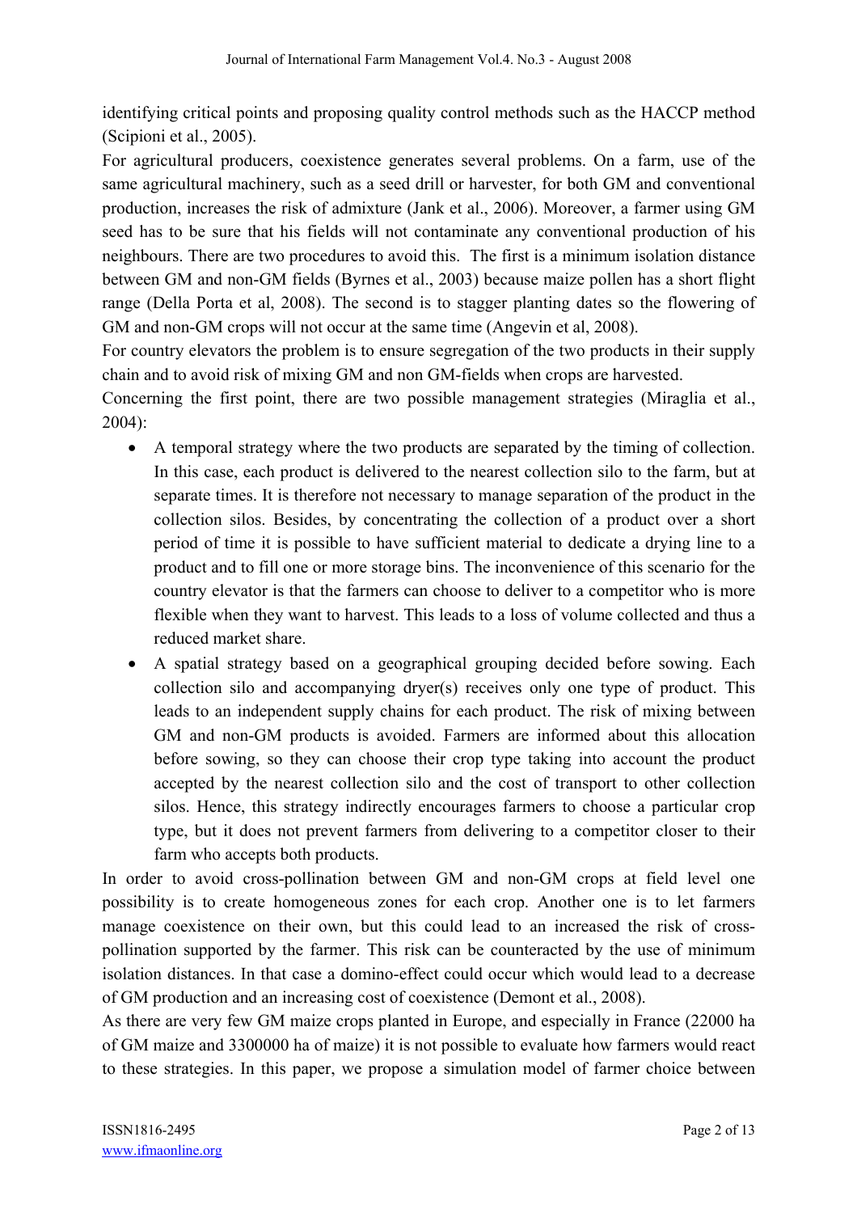identifying critical points and proposing quality control methods such as the HACCP method (Scipioni et al., 2005).

For agricultural producers, coexistence generates several problems. On a farm, use of the same agricultural machinery, such as a seed drill or harvester, for both GM and conventional production, increases the risk of admixture (Jank et al., 2006). Moreover, a farmer using GM seed has to be sure that his fields will not contaminate any conventional production of his neighbours. There are two procedures to avoid this. The first is a minimum isolation distance between GM and non-GM fields (Byrnes et al., 2003) because maize pollen has a short flight range (Della Porta et al, 2008). The second is to stagger planting dates so the flowering of GM and non-GM crops will not occur at the same time (Angevin et al, 2008).

For country elevators the problem is to ensure segregation of the two products in their supply chain and to avoid risk of mixing GM and non GM-fields when crops are harvested.

Concerning the first point, there are two possible management strategies (Miraglia et al., 2004):

- A temporal strategy where the two products are separated by the timing of collection. In this case, each product is delivered to the nearest collection silo to the farm, but at separate times. It is therefore not necessary to manage separation of the product in the collection silos. Besides, by concentrating the collection of a product over a short period of time it is possible to have sufficient material to dedicate a drying line to a product and to fill one or more storage bins. The inconvenience of this scenario for the country elevator is that the farmers can choose to deliver to a competitor who is more flexible when they want to harvest. This leads to a loss of volume collected and thus a reduced market share.
- A spatial strategy based on a geographical grouping decided before sowing. Each collection silo and accompanying dryer(s) receives only one type of product. This leads to an independent supply chains for each product. The risk of mixing between GM and non-GM products is avoided. Farmers are informed about this allocation before sowing, so they can choose their crop type taking into account the product accepted by the nearest collection silo and the cost of transport to other collection silos. Hence, this strategy indirectly encourages farmers to choose a particular crop type, but it does not prevent farmers from delivering to a competitor closer to their farm who accepts both products.

In order to avoid cross-pollination between GM and non-GM crops at field level one possibility is to create homogeneous zones for each crop. Another one is to let farmers manage coexistence on their own, but this could lead to an increased the risk of cross-pollination supported by the farmer. This risk can be counteracted by the use of minimum isolation distances. In that case a domino-effect could occur which would lead to a decrease of GM production and an increasing cost of coexistence (Demont et al., 2008).

As there are very few GM maize crops planted in Europe, and especially in France (22000 ha of GM maize and 3300000 ha of maize) it is not possible to evaluate how farmers would react to these strategies. In this paper, we propose a simulation model of farmer choice between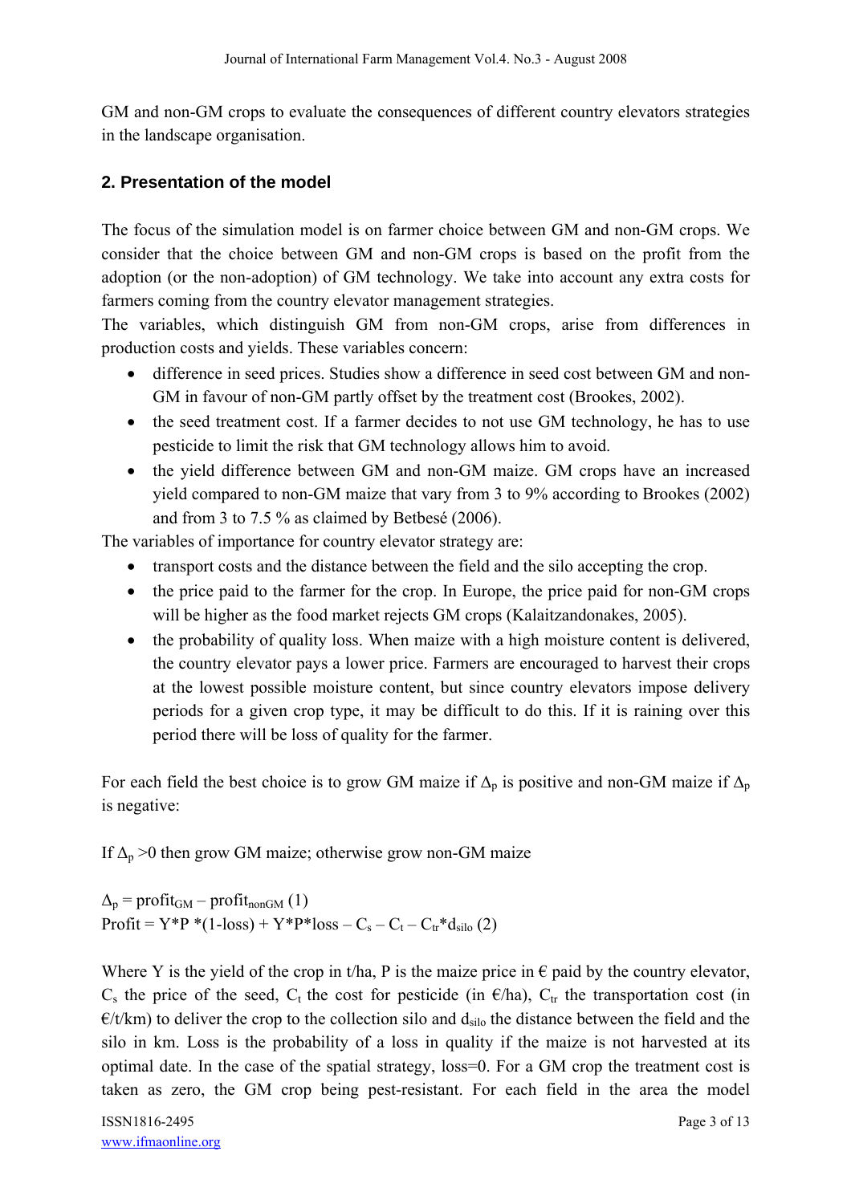GM and non-GM crops to evaluate the consequences of different country elevators strategies in the landscape organisation.

## 2. Presentation of the model

The focus of the simulation model is on farmer choice between GM and non-GM crops. We consider that the choice between GM and non-GM crops is based on the profit from the adoption (or the non-adoption) of GM technology. We take into account any extra costs for farmers coming from the country elevator management strategies.

The variables, which distinguish GM from non-GM crops, arise from differences in production costs and yields. These variables concern:

- difference in seed prices. Studies show a difference in seed cost between GM and non-GM in favour of non-GM partly offset by the treatment cost (Brookes, 2002).
- the seed treatment cost. If a farmer decides to not use GM technology, he has to use pesticide to limit the risk that GM technology allows him to avoid.
- the yield difference between GM and non-GM maize. GM crops have an increased yield compared to non-GM maize that vary from 3 to 9% according to Brookes (2002) and from 3 to 7.5 % as claimed by Betbesé (2006).

The variables of importance for country elevator strategy are:

- transport costs and the distance between the field and the silo accepting the crop.
- the price paid to the farmer for the crop. In Europe, the price paid for non-GM crops will be higher as the food market rejects GM crops (Kalaitzandonakes, 2005).
- the probability of quality loss. When maize with a high moisture content is delivered, the country elevator pays a lower price. Farmers are encouraged to harvest their crops at the lowest possible moisture content, but since country elevators impose delivery periods for a given crop type, it may be difficult to do this. If it is raining over this period there will be loss of quality for the farmer.

For each field the best choice is to grow GM maize if $\Delta_p$ is positive and non-GM maize if $\Delta_p$ is negative:

If $\Delta_p > 0$ then grow GM maize; otherwise grow non-GM maize

$$\Delta_p = \text{profit}_{GM} - \text{profit}_{nonGM} \quad (1)$$

$$\text{Profit} = Y*P*(1-\text{loss}) + Y*P*\text{loss} - C_s - C_t - C_{tr}*d_{silo} \quad (2)$$

Where Y is the yield of the crop in t/ha, P is the maize price in € paid by the country elevator, $C_s$ the price of the seed, $C_t$ the cost for pesticide (in €/ha), $C_{tr}$ the transportation cost (in €/t/km) to deliver the crop to the collection silo and $d_{silo}$ the distance between the field and the silo in km. Loss is the probability of a loss in quality if the maize is not harvested at its optimal date. In the case of the spatial strategy, loss=0. For a GM crop the treatment cost is taken as zero, the GM crop being pest-resistant. For each field in the area the model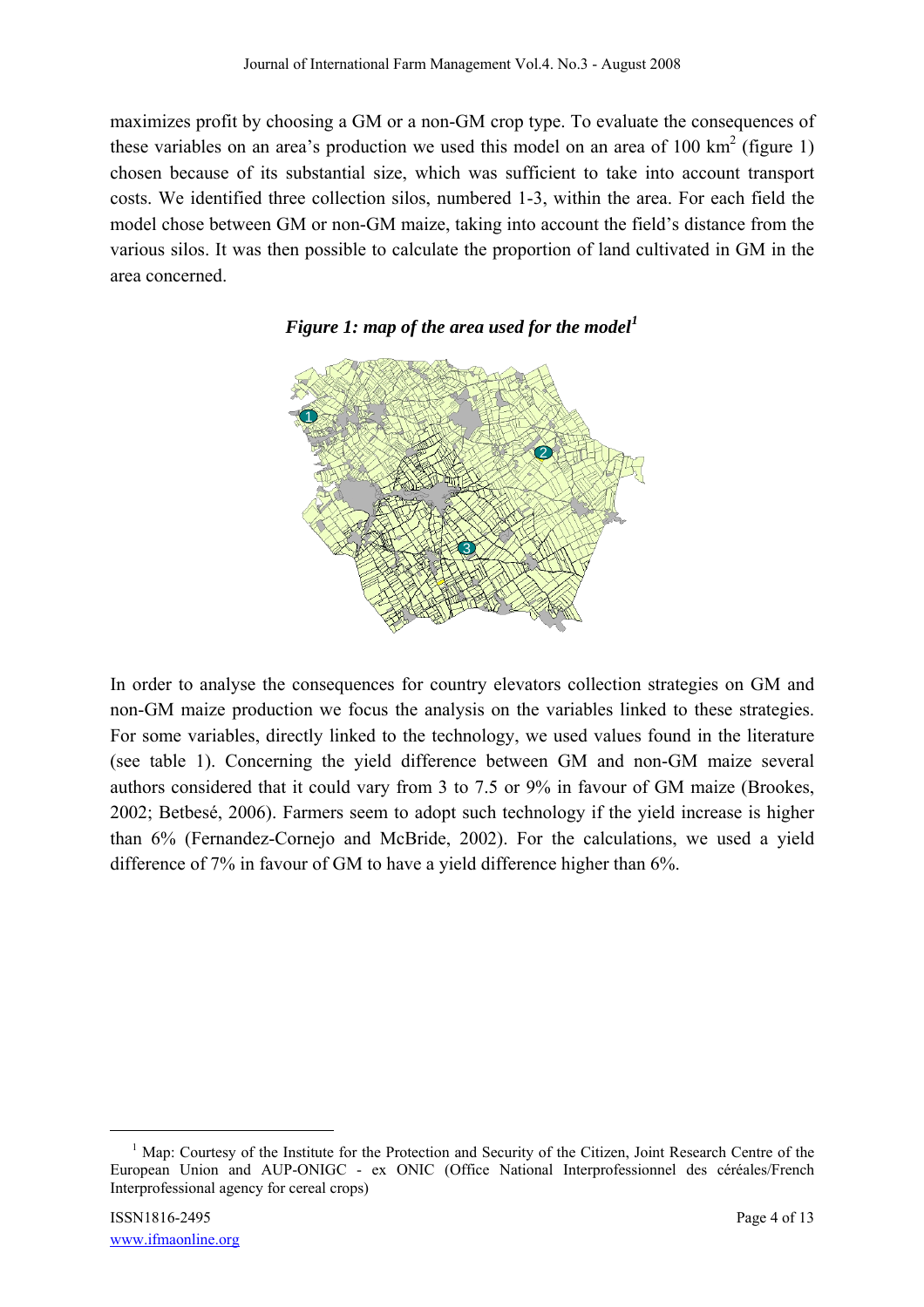maximizes profit by choosing a GM or a non-GM crop type. To evaluate the consequences of these variables on an area's production we used this model on an area of 100 km$^2$ (figure 1) chosen because of its substantial size, which was sufficient to take into account transport costs. We identified three collection silos, numbered 1-3, within the area. For each field the model chose between GM or non-GM maize, taking into account the field's distance from the various silos. It was then possible to calculate the proportion of land cultivated in GM in the area concerned.

***Figure 1: map of the area used for the model*[1]**

In order to analyse the consequences for country elevators collection strategies on GM and non-GM maize production we focus the analysis on the variables linked to these strategies. For some variables, directly linked to the technology, we used values found in the literature (see table 1). Concerning the yield difference between GM and non-GM maize several authors considered that it could vary from 3 to 7.5 or 9% in favour of GM maize (Brookes, 2002; Betbesé, 2006). Farmers seem to adopt such technology if the yield increase is higher than 6% (Fernandez-Cornejo and McBride, 2002). For the calculations, we used a yield difference of 7% in favour of GM to have a yield difference higher than 6%.

---

[1] Map: Courtesy of the Institute for the Protection and Security of the Citizen, Joint Research Centre of the European Union and AUP-ONIGC - ex ONIC (Office National Interprofessionnel des céréales/French Interprofessional agency for cereal crops)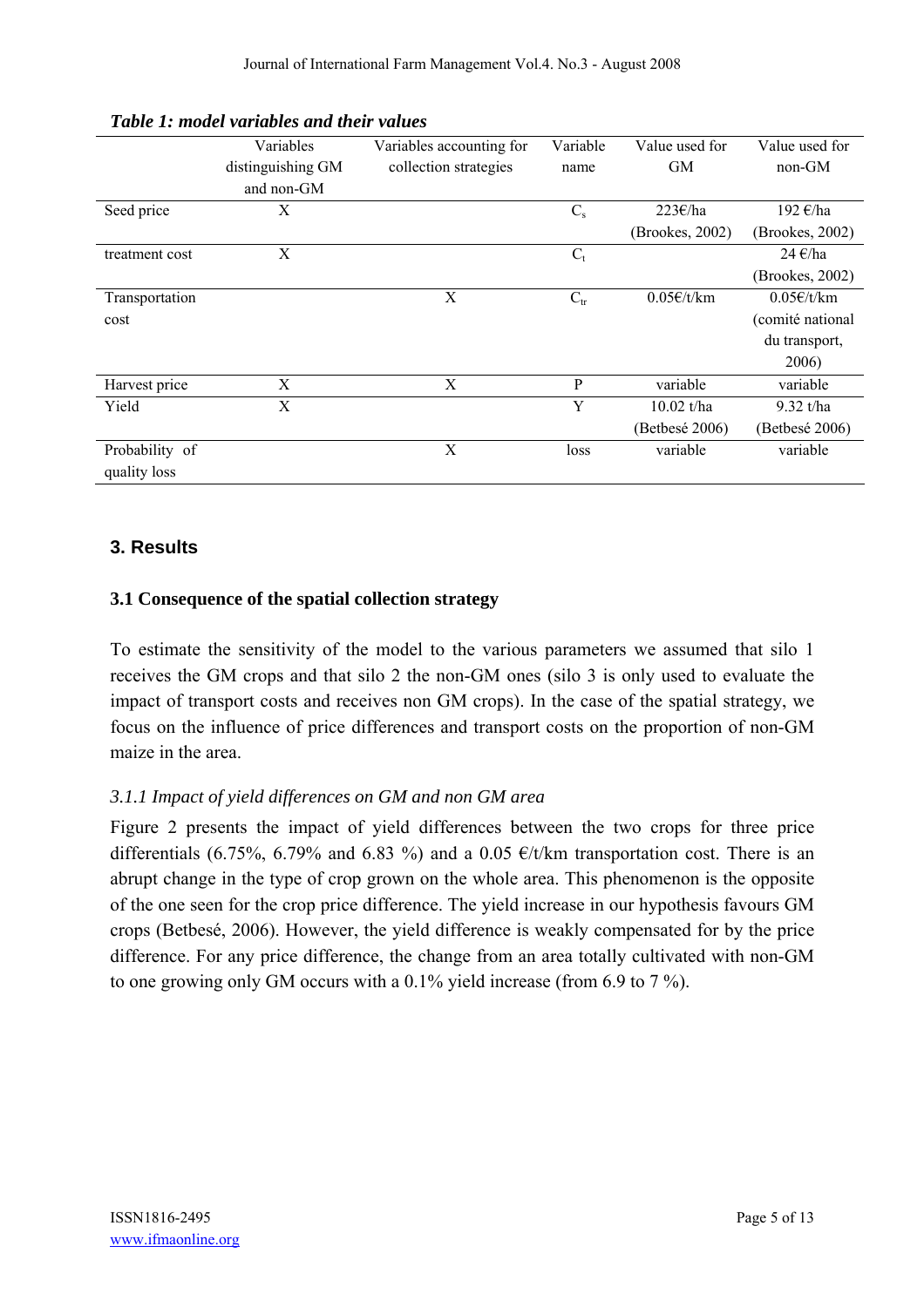*Table 1: model variables and their values*

| | Variables distinguishing GM and non-GM | Variables accounting for collection strategies | Variable name | Value used for GM | Value used for non-GM |
|---|---|---|---|---|---|
| Seed price | X | | $C_s$ | 223€/ha (Brookes, 2002) | 192 €/ha (Brookes, 2002) |
| treatment cost | X | | $C_t$ | | 24 €/ha (Brookes, 2002) |
| Transportation cost | | X | $C_{tr}$ | 0.05€/t/km | 0.05€/t/km (comité national du transport, 2006) |
| Harvest price | X | X | P | variable | variable |
| Yield | X | | Y | 10.02 t/ha (Betbesé 2006) | 9.32 t/ha (Betbesé 2006) |
| Probability of quality loss | | X | loss | variable | variable |

## 3. Results

### 3.1 Consequence of the spatial collection strategy

To estimate the sensitivity of the model to the various parameters we assumed that silo 1 receives the GM crops and that silo 2 the non-GM ones (silo 3 is only used to evaluate the impact of transport costs and receives non GM crops). In the case of the spatial strategy, we focus on the influence of price differences and transport costs on the proportion of non-GM maize in the area.

#### *3.1.1 Impact of yield differences on GM and non GM area*

Figure 2 presents the impact of yield differences between the two crops for three price differentials (6.75%, 6.79% and 6.83 %) and a 0.05 €/t/km transportation cost. There is an abrupt change in the type of crop grown on the whole area. This phenomenon is the opposite of the one seen for the crop price difference. The yield increase in our hypothesis favours GM crops (Betbesé, 2006). However, the yield difference is weakly compensated for by the price difference. For any price difference, the change from an area totally cultivated with non-GM to one growing only GM occurs with a 0.1% yield increase (from 6.9 to 7 %).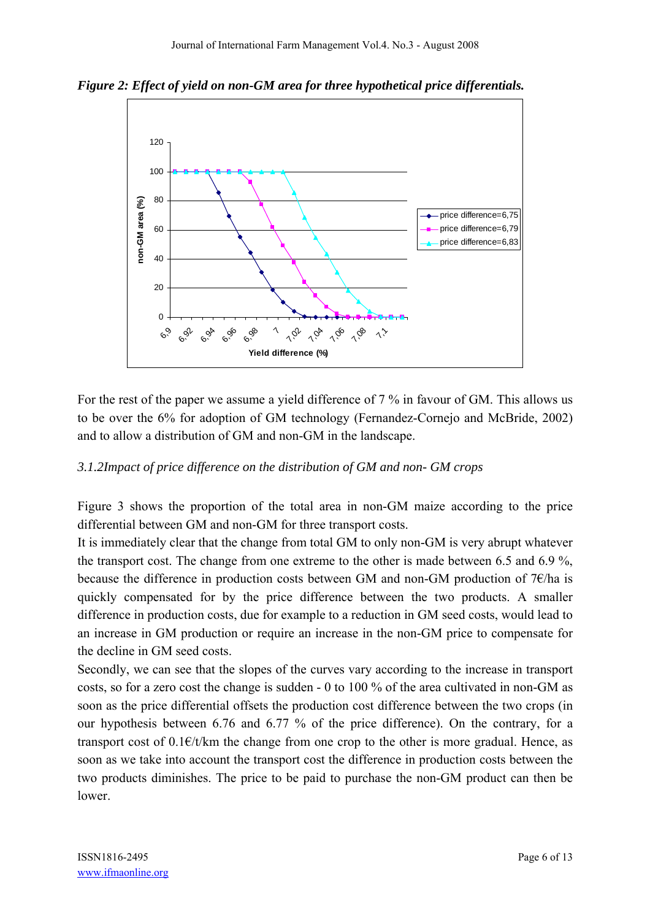*Figure 2: Effect of yield on non-GM area for three hypothetical price differentials.*

For the rest of the paper we assume a yield difference of 7 % in favour of GM. This allows us to be over the 6% for adoption of GM technology (Fernandez-Cornejo and McBride, 2002) and to allow a distribution of GM and non-GM in the landscape.

### *3.1.2Impact of price difference on the distribution of GM and non- GM crops*

Figure 3 shows the proportion of the total area in non-GM maize according to the price differential between GM and non-GM for three transport costs.

It is immediately clear that the change from total GM to only non-GM is very abrupt whatever the transport cost. The change from one extreme to the other is made between 6.5 and 6.9 %, because the difference in production costs between GM and non-GM production of 7€/ha is quickly compensated for by the price difference between the two products. A smaller difference in production costs, due for example to a reduction in GM seed costs, would lead to an increase in GM production or require an increase in the non-GM price to compensate for the decline in GM seed costs.

Secondly, we can see that the slopes of the curves vary according to the increase in transport costs, so for a zero cost the change is sudden - 0 to 100 % of the area cultivated in non-GM as soon as the price differential offsets the production cost difference between the two crops (in our hypothesis between 6.76 and 6.77 % of the price difference). On the contrary, for a transport cost of 0.1€/t/km the change from one crop to the other is more gradual. Hence, as soon as we take into account the transport cost the difference in production costs between the two products diminishes. The price to be paid to purchase the non-GM product can then be lower.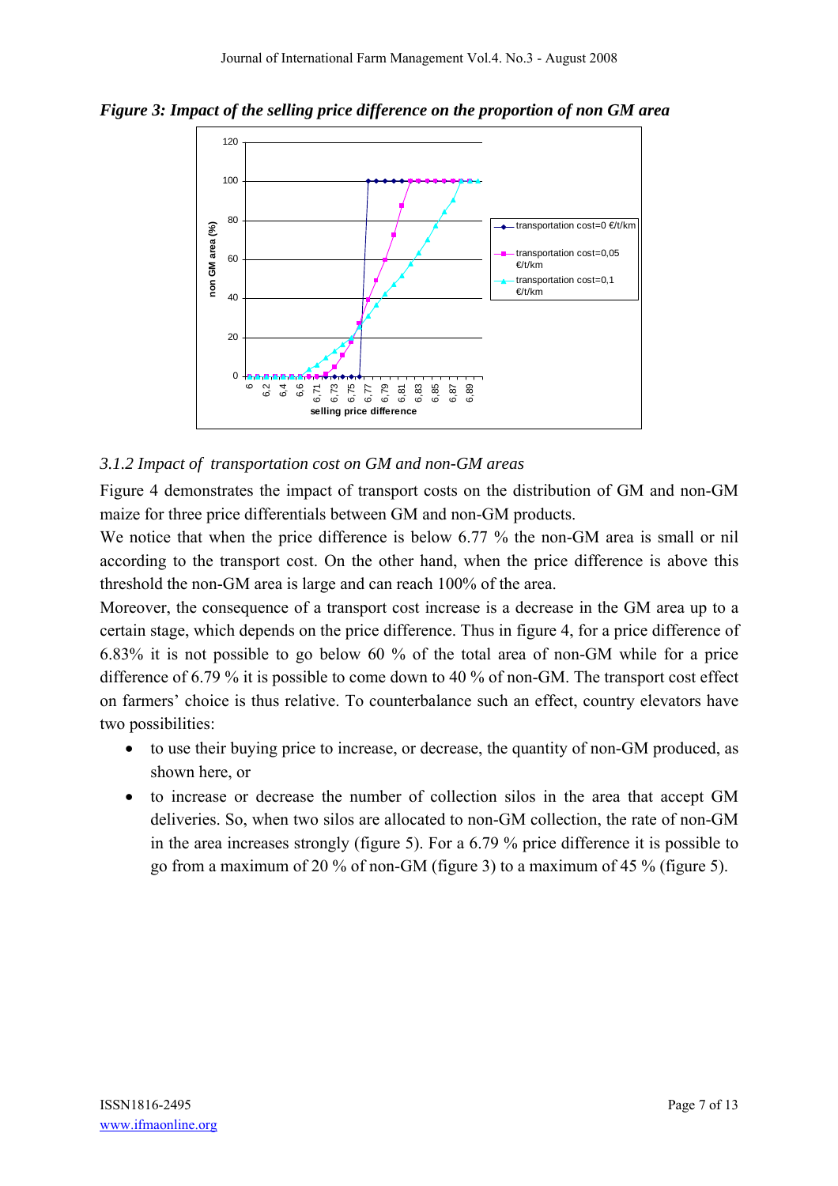*Figure 3: Impact of the selling price difference on the proportion of non GM area*

### *3.1.2 Impact of transportation cost on GM and non-GM areas*

Figure 4 demonstrates the impact of transport costs on the distribution of GM and non-GM maize for three price differentials between GM and non-GM products.

We notice that when the price difference is below 6.77 % the non-GM area is small or nil according to the transport cost. On the other hand, when the price difference is above this threshold the non-GM area is large and can reach 100% of the area.

Moreover, the consequence of a transport cost increase is a decrease in the GM area up to a certain stage, which depends on the price difference. Thus in figure 4, for a price difference of 6.83% it is not possible to go below 60 % of the total area of non-GM while for a price difference of 6.79 % it is possible to come down to 40 % of non-GM. The transport cost effect on farmers' choice is thus relative. To counterbalance such an effect, country elevators have two possibilities:

- to use their buying price to increase, or decrease, the quantity of non-GM produced, as shown here, or
- to increase or decrease the number of collection silos in the area that accept GM deliveries. So, when two silos are allocated to non-GM collection, the rate of non-GM in the area increases strongly (figure 5). For a 6.79 % price difference it is possible to go from a maximum of 20 % of non-GM (figure 3) to a maximum of 45 % (figure 5).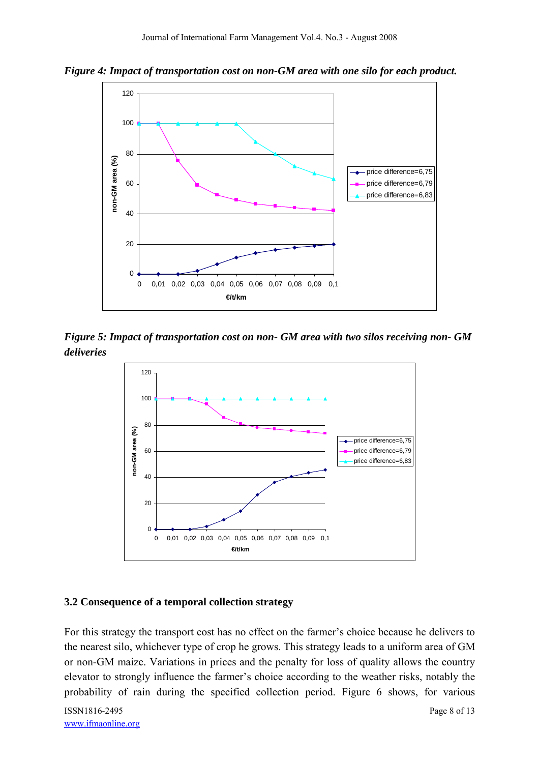*Figure 4: Impact of transportation cost on non-GM area with one silo for each product.*

*Figure 5: Impact of transportation cost on non- GM area with two silos receiving non- GM deliveries*

### 3.2 Consequence of a temporal collection strategy

For this strategy the transport cost has no effect on the farmer's choice because he delivers to the nearest silo, whichever type of crop he grows. This strategy leads to a uniform area of GM or non-GM maize. Variations in prices and the penalty for loss of quality allows the country elevator to strongly influence the farmer's choice according to the weather risks, notably the probability of rain during the specified collection period. Figure 6 shows, for various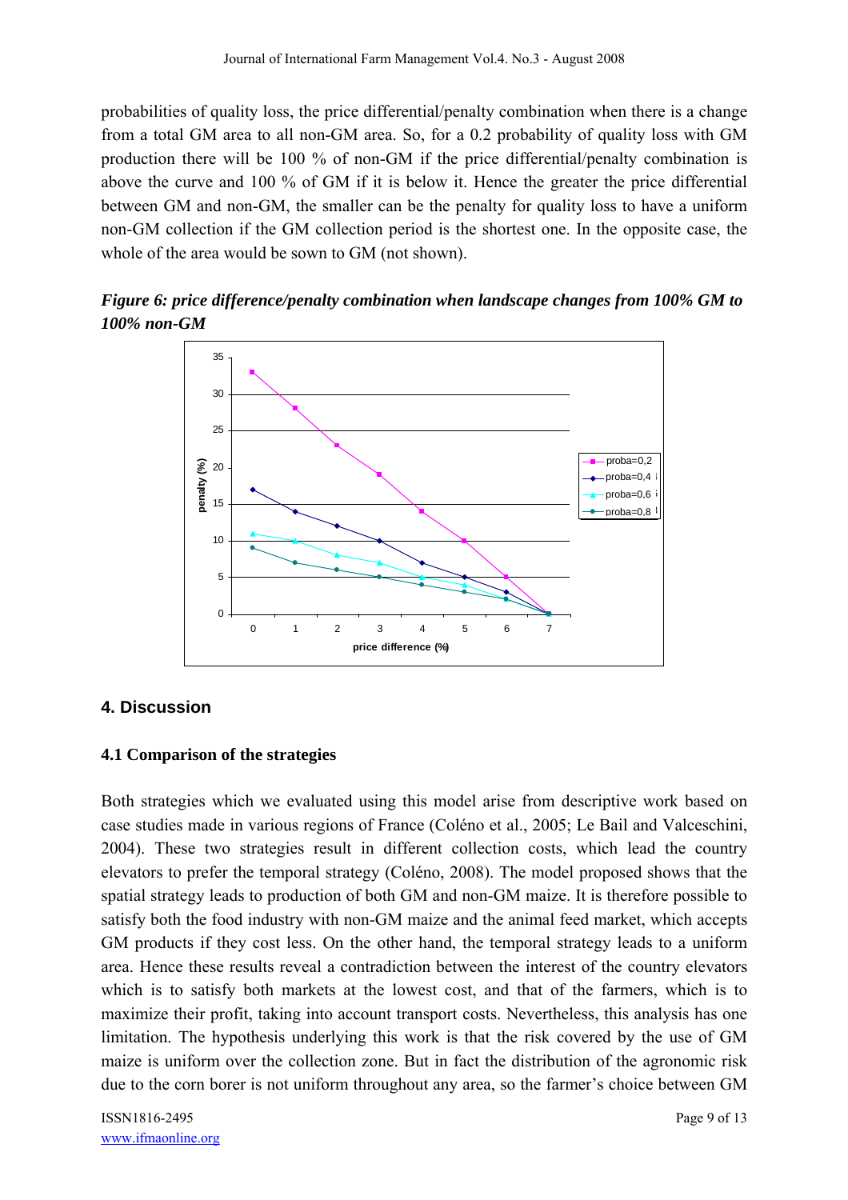probabilities of quality loss, the price differential/penalty combination when there is a change from a total GM area to all non-GM area. So, for a 0.2 probability of quality loss with GM production there will be 100 % of non-GM if the price differential/penalty combination is above the curve and 100 % of GM if it is below it. Hence the greater the price differential between GM and non-GM, the smaller can be the penalty for quality loss to have a uniform non-GM collection if the GM collection period is the shortest one. In the opposite case, the whole of the area would be sown to GM (not shown).

***Figure 6: price difference/penalty combination when landscape changes from 100% GM to 100% non-GM***

## 4. Discussion

### 4.1 Comparison of the strategies

Both strategies which we evaluated using this model arise from descriptive work based on case studies made in various regions of France (Coléno et al., 2005; Le Bail and Valceschini, 2004). These two strategies result in different collection costs, which lead the country elevators to prefer the temporal strategy (Coléno, 2008). The model proposed shows that the spatial strategy leads to production of both GM and non-GM maize. It is therefore possible to satisfy both the food industry with non-GM maize and the animal feed market, which accepts GM products if they cost less. On the other hand, the temporal strategy leads to a uniform area. Hence these results reveal a contradiction between the interest of the country elevators which is to satisfy both markets at the lowest cost, and that of the farmers, which is to maximize their profit, taking into account transport costs. Nevertheless, this analysis has one limitation. The hypothesis underlying this work is that the risk covered by the use of GM maize is uniform over the collection zone. But in fact the distribution of the agronomic risk due to the corn borer is not uniform throughout any area, so the farmer's choice between GM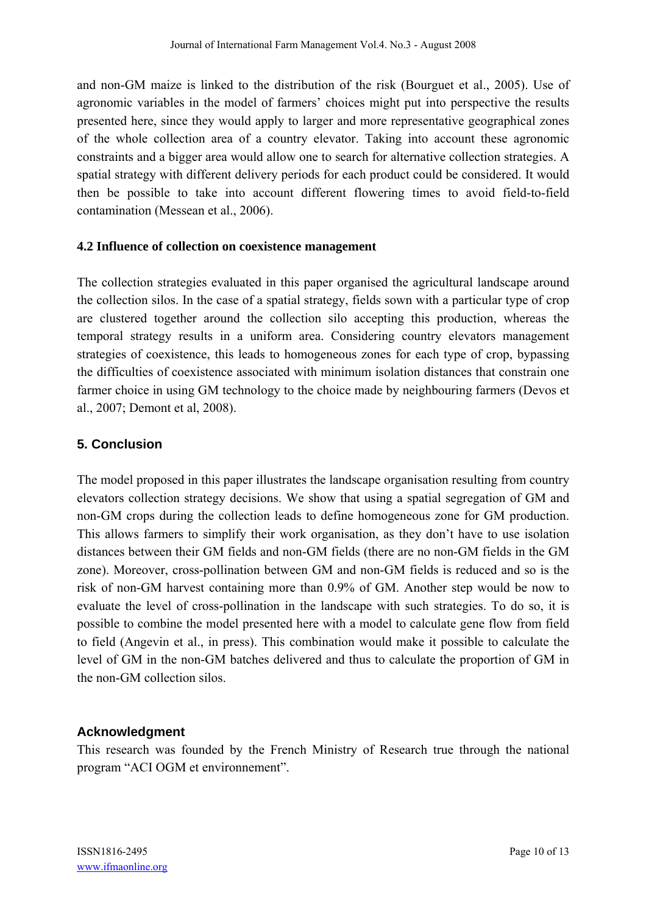and non-GM maize is linked to the distribution of the risk (Bourguet et al., 2005). Use of agronomic variables in the model of farmers' choices might put into perspective the results presented here, since they would apply to larger and more representative geographical zones of the whole collection area of a country elevator. Taking into account these agronomic constraints and a bigger area would allow one to search for alternative collection strategies. A spatial strategy with different delivery periods for each product could be considered. It would then be possible to take into account different flowering times to avoid field-to-field contamination (Messean et al., 2006).

### 4.2 Influence of collection on coexistence management

The collection strategies evaluated in this paper organised the agricultural landscape around the collection silos. In the case of a spatial strategy, fields sown with a particular type of crop are clustered together around the collection silo accepting this production, whereas the temporal strategy results in a uniform area. Considering country elevators management strategies of coexistence, this leads to homogeneous zones for each type of crop, bypassing the difficulties of coexistence associated with minimum isolation distances that constrain one farmer choice in using GM technology to the choice made by neighbouring farmers (Devos et al., 2007; Demont et al, 2008).

## 5. Conclusion

The model proposed in this paper illustrates the landscape organisation resulting from country elevators collection strategy decisions. We show that using a spatial segregation of GM and non-GM crops during the collection leads to define homogeneous zone for GM production. This allows farmers to simplify their work organisation, as they don't have to use isolation distances between their GM fields and non-GM fields (there are no non-GM fields in the GM zone). Moreover, cross-pollination between GM and non-GM fields is reduced and so is the risk of non-GM harvest containing more than 0.9% of GM. Another step would be now to evaluate the level of cross-pollination in the landscape with such strategies. To do so, it is possible to combine the model presented here with a model to calculate gene flow from field to field (Angevin et al., in press). This combination would make it possible to calculate the level of GM in the non-GM batches delivered and thus to calculate the proportion of GM in the non-GM collection silos.

## Acknowledgment

This research was founded by the French Ministry of Research true through the national program "ACI OGM et environnement".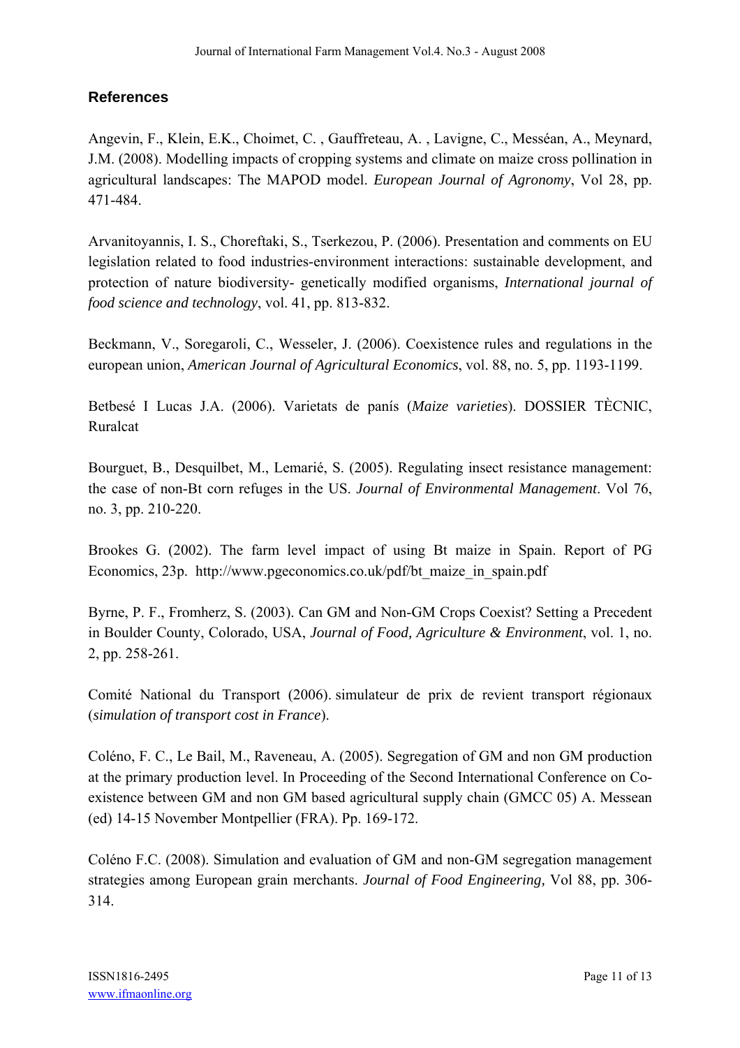## References

Angevin, F., Klein, E.K., Choimet, C. , Gauffreteau, A. , Lavigne, C., Messéan, A., Meynard, J.M. (2008). Modelling impacts of cropping systems and climate on maize cross pollination in agricultural landscapes: The MAPOD model. *European Journal of Agronomy*, Vol 28, pp. 471-484.

Arvanitoyannis, I. S., Choreftaki, S., Tserkezou, P. (2006). Presentation and comments on EU legislation related to food industries-environment interactions: sustainable development, and protection of nature biodiversity- genetically modified organisms, *International journal of food science and technology*, vol. 41, pp. 813-832.

Beckmann, V., Soregaroli, C., Wesseler, J. (2006). Coexistence rules and regulations in the european union, *American Journal of Agricultural Economics*, vol. 88, no. 5, pp. 1193-1199.

Betbesé I Lucas J.A. (2006). Varietats de panís (*Maize varieties*). DOSSIER TÈCNIC, Ruralcat

Bourguet, B., Desquilbet, M., Lemarié, S. (2005). Regulating insect resistance management: the case of non-Bt corn refuges in the US. *Journal of Environmental Management*. Vol 76, no. 3, pp. 210-220.

Brookes G. (2002). The farm level impact of using Bt maize in Spain. Report of PG Economics, 23p. http://www.pgeconomics.co.uk/pdf/bt_maize_in_spain.pdf

Byrne, P. F., Fromherz, S. (2003). Can GM and Non-GM Crops Coexist? Setting a Precedent in Boulder County, Colorado, USA, *Journal of Food, Agriculture & Environment*, vol. 1, no. 2, pp. 258-261.

Comité National du Transport (2006). simulateur de prix de revient transport régionaux (*simulation of transport cost in France*).

Coléno, F. C., Le Bail, M., Raveneau, A. (2005). Segregation of GM and non GM production at the primary production level. In Proceeding of the Second International Conference on Co-existence between GM and non GM based agricultural supply chain (GMCC 05) A. Messean (ed) 14-15 November Montpellier (FRA). Pp. 169-172.

Coléno F.C. (2008). Simulation and evaluation of GM and non-GM segregation management strategies among European grain merchants. *Journal of Food Engineering,* Vol 88, pp. 306-314.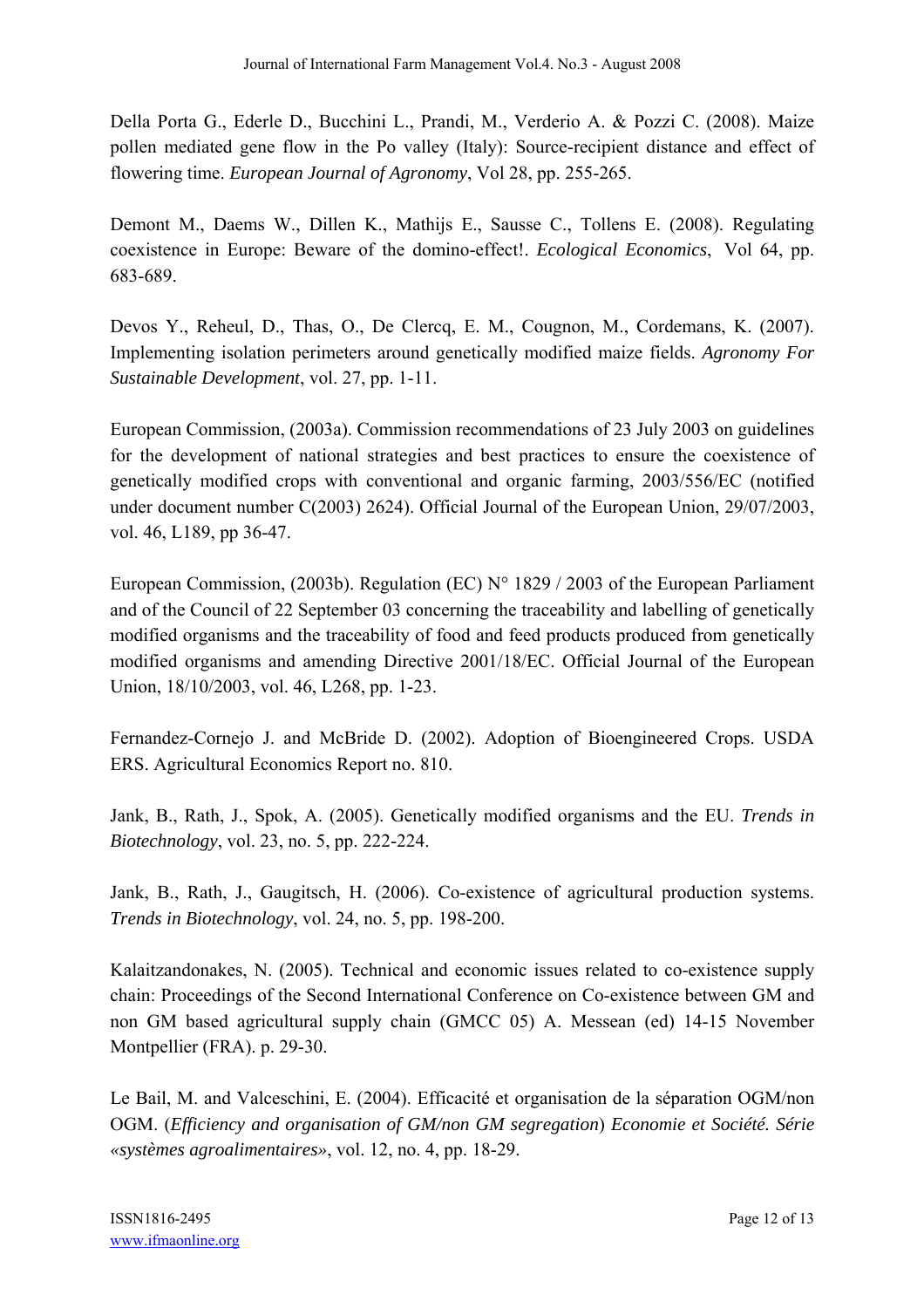Della Porta G., Ederle D., Bucchini L., Prandi, M., Verderio A. & Pozzi C. (2008). Maize pollen mediated gene flow in the Po valley (Italy): Source-recipient distance and effect of flowering time. *European Journal of Agronomy*, Vol 28, pp. 255-265.

Demont M., Daems W., Dillen K., Mathijs E., Sausse C., Tollens E. (2008). Regulating coexistence in Europe: Beware of the domino-effect!. *Ecological Economics*, Vol 64, pp. 683-689.

Devos Y., Reheul, D., Thas, O., De Clercq, E. M., Cougnon, M., Cordemans, K. (2007). Implementing isolation perimeters around genetically modified maize fields. *Agronomy For Sustainable Development*, vol. 27, pp. 1-11.

European Commission, (2003a). Commission recommendations of 23 July 2003 on guidelines for the development of national strategies and best practices to ensure the coexistence of genetically modified crops with conventional and organic farming, 2003/556/EC (notified under document number C(2003) 2624). Official Journal of the European Union, 29/07/2003, vol. 46, L189, pp 36-47.

European Commission, (2003b). Regulation (EC) N° 1829 / 2003 of the European Parliament and of the Council of 22 September 03 concerning the traceability and labelling of genetically modified organisms and the traceability of food and feed products produced from genetically modified organisms and amending Directive 2001/18/EC. Official Journal of the European Union, 18/10/2003, vol. 46, L268, pp. 1-23.

Fernandez-Cornejo J. and McBride D. (2002). Adoption of Bioengineered Crops. USDA ERS. Agricultural Economics Report no. 810.

Jank, B., Rath, J., Spok, A. (2005). Genetically modified organisms and the EU. *Trends in Biotechnology*, vol. 23, no. 5, pp. 222-224.

Jank, B., Rath, J., Gaugitsch, H. (2006). Co-existence of agricultural production systems. *Trends in Biotechnology*, vol. 24, no. 5, pp. 198-200.

Kalaitzandonakes, N. (2005). Technical and economic issues related to co-existence supply chain: Proceedings of the Second International Conference on Co-existence between GM and non GM based agricultural supply chain (GMCC 05) A. Messean (ed) 14-15 November Montpellier (FRA). p. 29-30.

Le Bail, M. and Valceschini, E. (2004). Efficacité et organisation de la séparation OGM/non OGM. (*Efficiency and organisation of GM/non GM segregation*) *Economie et Société. Série «systèmes agroalimentaires»*, vol. 12, no. 4, pp. 18-29.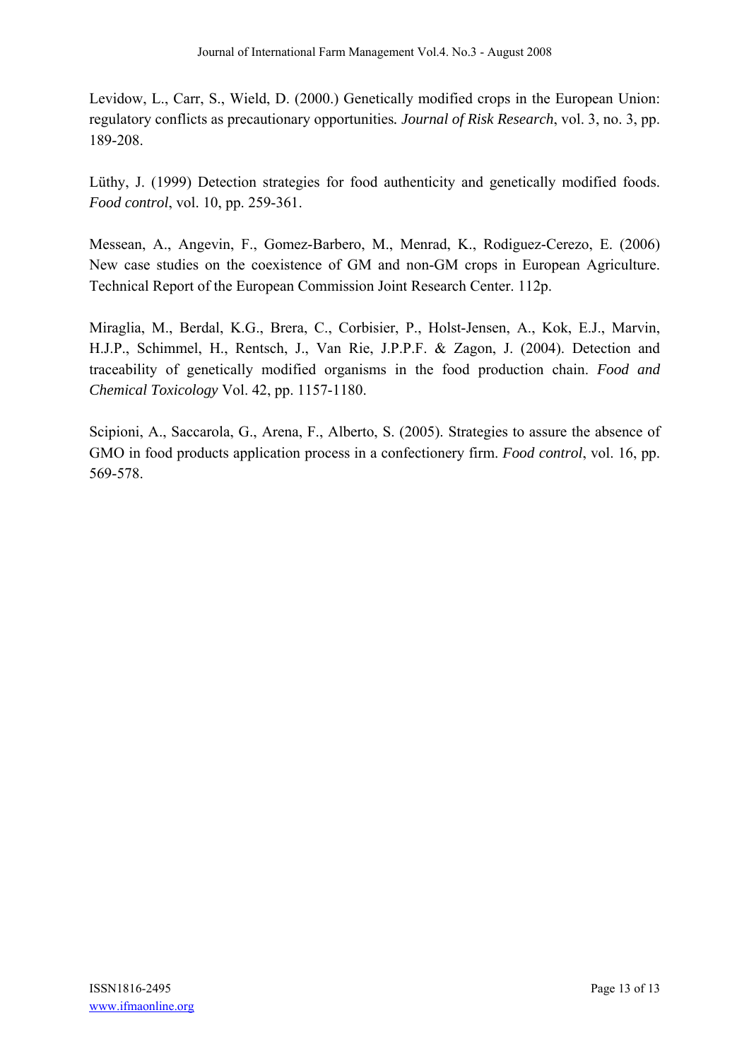Levidow, L., Carr, S., Wield, D. (2000.) Genetically modified crops in the European Union: regulatory conflicts as precautionary opportunities*.* *Journal of Risk Research*, vol. 3, no. 3, pp. 189-208.

Lüthy, J. (1999) Detection strategies for food authenticity and genetically modified foods. *Food control*, vol. 10, pp. 259-361.

Messean, A., Angevin, F., Gomez-Barbero, M., Menrad, K., Rodiguez-Cerezo, E. (2006) New case studies on the coexistence of GM and non-GM crops in European Agriculture. Technical Report of the European Commission Joint Research Center. 112p.

Miraglia, M., Berdal, K.G., Brera, C., Corbisier, P., Holst-Jensen, A., Kok, E.J., Marvin, H.J.P., Schimmel, H., Rentsch, J., Van Rie, J.P.P.F. & Zagon, J. (2004). Detection and traceability of genetically modified organisms in the food production chain. *Food and Chemical Toxicology* Vol. 42, pp. 1157-1180.

Scipioni, A., Saccarola, G., Arena, F., Alberto, S. (2005). Strategies to assure the absence of GMO in food products application process in a confectionery firm. *Food control*, vol. 16, pp. 569-578.